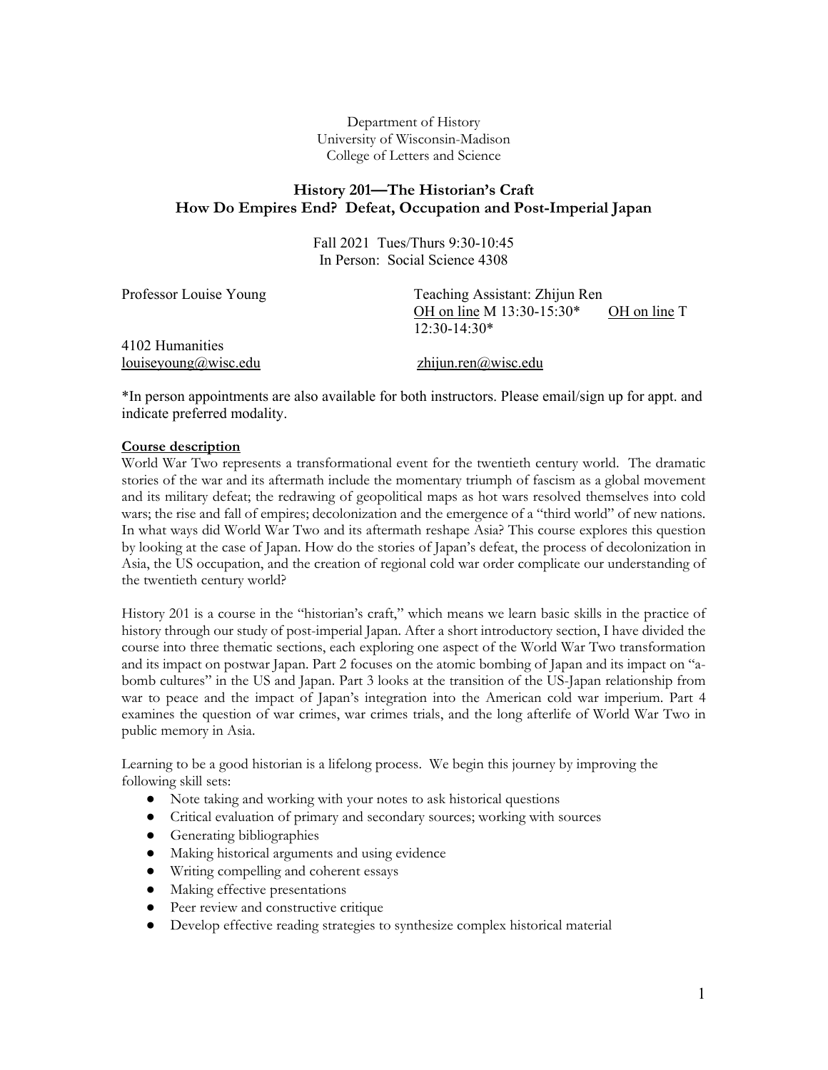Department of History
University of Wisconsin-Madison
College of Letters and Science

## History 201—The Historian's Craft
## How Do Empires End? Defeat, Occupation and Post-Imperial Japan

Fall 2021 Tues/Thurs 9:30-10:45
In Person: Social Science 4308

Professor Louise Young
4102 Humanities
louiseyoung@wisc.edu

Teaching Assistant: Zhijun Ren
OH on line M 13:30-15:30* OH on line T 12:30-14:30*
zhijun.ren@wisc.edu

*In person appointments are also available for both instructors. Please email/sign up for appt. and indicate preferred modality.

**Course description**

World War Two represents a transformational event for the twentieth century world. The dramatic stories of the war and its aftermath include the momentary triumph of fascism as a global movement and its military defeat; the redrawing of geopolitical maps as hot wars resolved themselves into cold wars; the rise and fall of empires; decolonization and the emergence of a "third world" of new nations. In what ways did World War Two and its aftermath reshape Asia? This course explores this question by looking at the case of Japan. How do the stories of Japan's defeat, the process of decolonization in Asia, the US occupation, and the creation of regional cold war order complicate our understanding of the twentieth century world?

History 201 is a course in the "historian's craft," which means we learn basic skills in the practice of history through our study of post-imperial Japan. After a short introductory section, I have divided the course into three thematic sections, each exploring one aspect of the World War Two transformation and its impact on postwar Japan. Part 2 focuses on the atomic bombing of Japan and its impact on "a-bomb cultures" in the US and Japan. Part 3 looks at the transition of the US-Japan relationship from war to peace and the impact of Japan's integration into the American cold war imperium. Part 4 examines the question of war crimes, war crimes trials, and the long afterlife of World War Two in public memory in Asia.

Learning to be a good historian is a lifelong process. We begin this journey by improving the following skill sets:

- Note taking and working with your notes to ask historical questions
- Critical evaluation of primary and secondary sources; working with sources
- Generating bibliographies
- Making historical arguments and using evidence
- Writing compelling and coherent essays
- Making effective presentations
- Peer review and constructive critique
- Develop effective reading strategies to synthesize complex historical material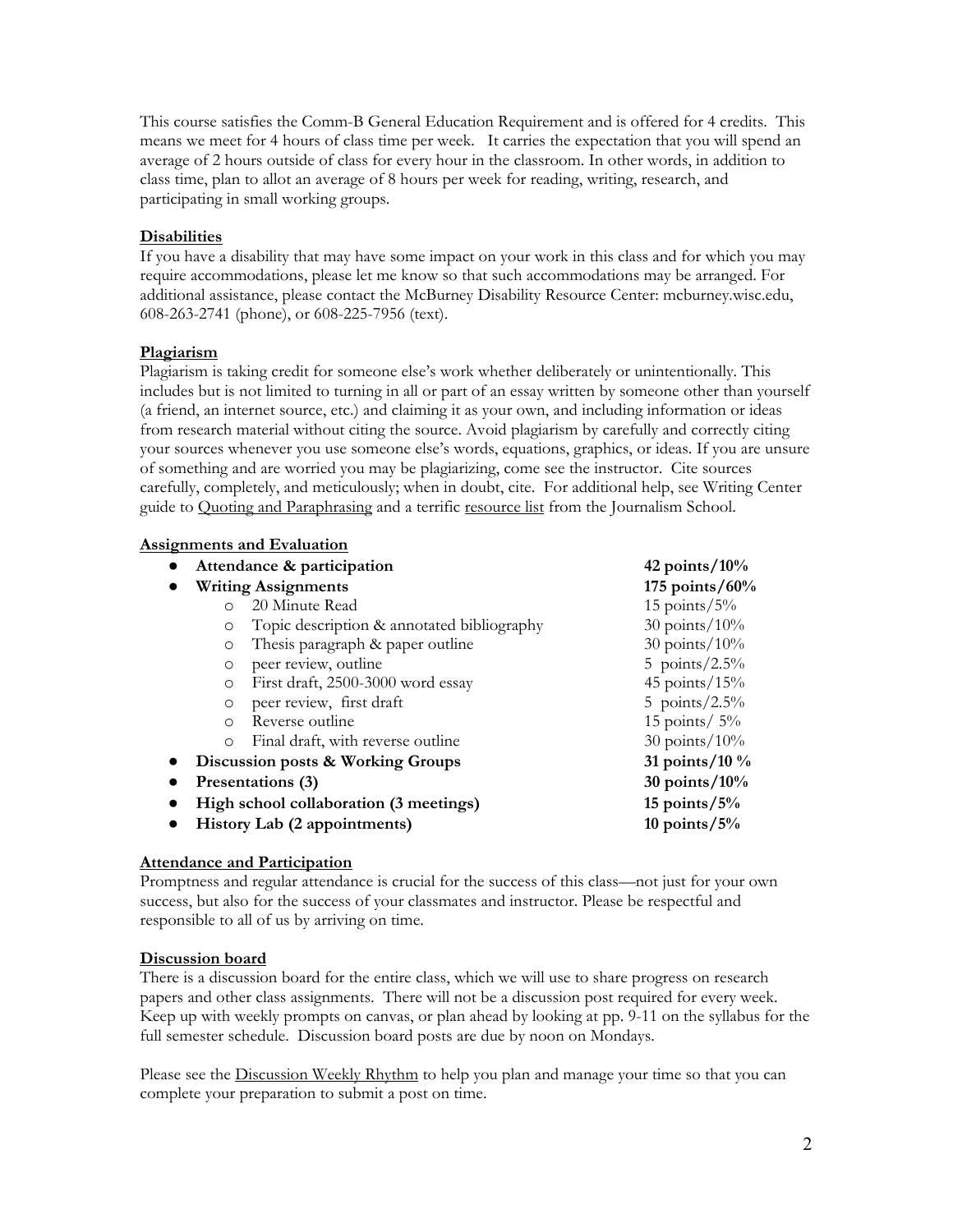This course satisfies the Comm-B General Education Requirement and is offered for 4 credits. This means we meet for 4 hours of class time per week. It carries the expectation that you will spend an average of 2 hours outside of class for every hour in the classroom. In other words, in addition to class time, plan to allot an average of 8 hours per week for reading, writing, research, and participating in small working groups.

**Disabilities**

If you have a disability that may have some impact on your work in this class and for which you may require accommodations, please let me know so that such accommodations may be arranged. For additional assistance, please contact the McBurney Disability Resource Center: mcburney.wisc.edu, 608-263-2741 (phone), or 608-225-7956 (text).

**Plagiarism**

Plagiarism is taking credit for someone else's work whether deliberately or unintentionally. This includes but is not limited to turning in all or part of an essay written by someone other than yourself (a friend, an internet source, etc.) and claiming it as your own, and including information or ideas from research material without citing the source. Avoid plagiarism by carefully and correctly citing your sources whenever you use someone else's words, equations, graphics, or ideas. If you are unsure of something and are worried you may be plagiarizing, come see the instructor. Cite sources carefully, completely, and meticulously; when in doubt, cite. For additional help, see Writing Center guide to Quoting and Paraphrasing and a terrific resource list from the Journalism School.

**Assignments and Evaluation**

| Assignment | Points/Weight |
|---|---|
| ● **Attendance & participation** | **42 points/10%** |
| ● **Writing Assignments** | **175 points/60%** |
| ○ 20 Minute Read | 15 points/5% |
| ○ Topic description & annotated bibliography | 30 points/10% |
| ○ Thesis paragraph & paper outline | 30 points/10% |
| ○ peer review, outline | 5 points/2.5% |
| ○ First draft, 2500-3000 word essay | 45 points/15% |
| ○ peer review, first draft | 5 points/2.5% |
| ○ Reverse outline | 15 points/ 5% |
| ○ Final draft, with reverse outline | 30 points/10% |
| ● **Discussion posts & Working Groups** | **31 points/10 %** |
| ● **Presentations (3)** | **30 points/10%** |
| ● **High school collaboration (3 meetings)** | **15 points/5%** |
| ● **History Lab (2 appointments)** | **10 points/5%** |

**Attendance and Participation**

Promptness and regular attendance is crucial for the success of this class—not just for your own success, but also for the success of your classmates and instructor. Please be respectful and responsible to all of us by arriving on time.

**Discussion board**

There is a discussion board for the entire class, which we will use to share progress on research papers and other class assignments. There will not be a discussion post required for every week. Keep up with weekly prompts on canvas, or plan ahead by looking at pp. 9-11 on the syllabus for the full semester schedule. Discussion board posts are due by noon on Mondays.

Please see the Discussion Weekly Rhythm to help you plan and manage your time so that you can complete your preparation to submit a post on time.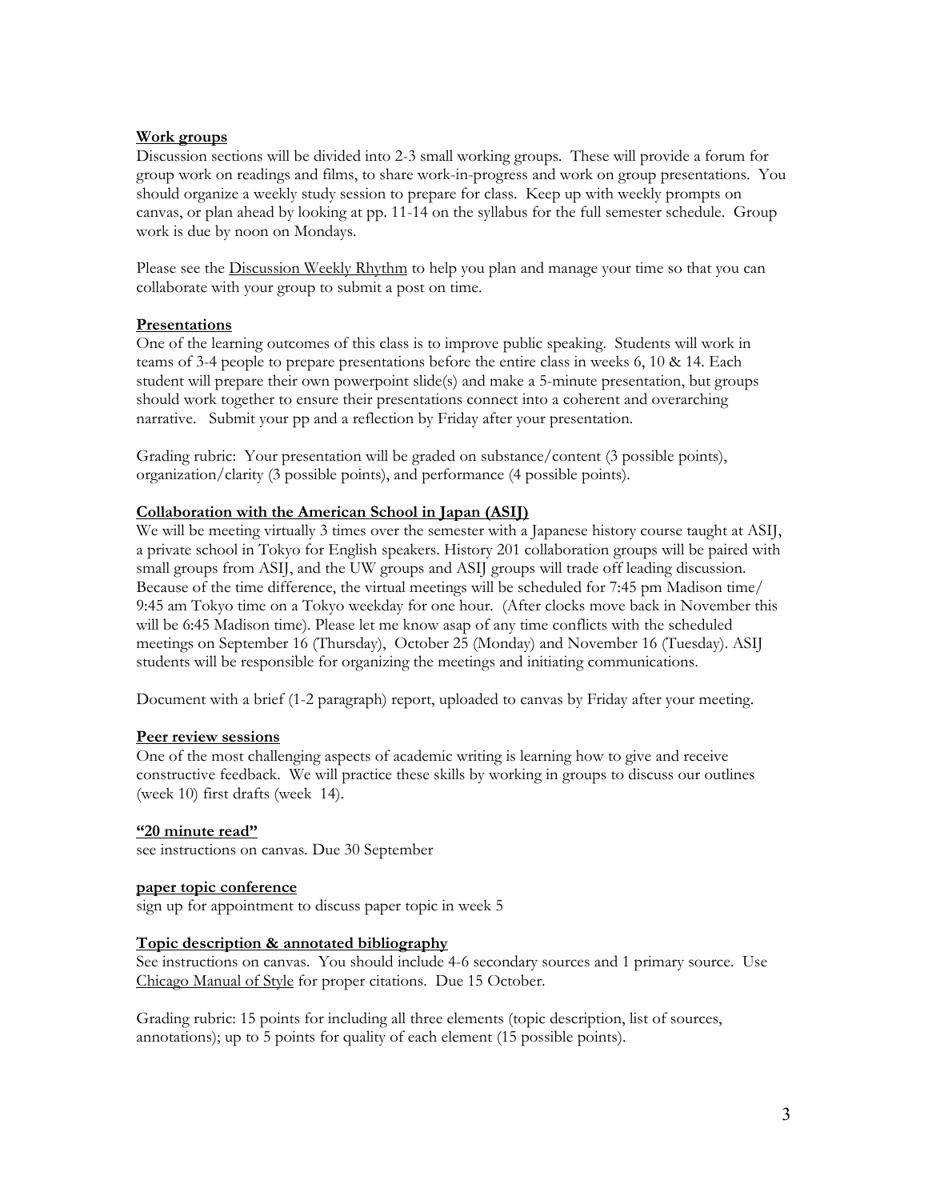**Work groups**

Discussion sections will be divided into 2-3 small working groups. These will provide a forum for group work on readings and films, to share work-in-progress and work on group presentations. You should organize a weekly study session to prepare for class. Keep up with weekly prompts on canvas, or plan ahead by looking at pp. 11-14 on the syllabus for the full semester schedule. Group work is due by noon on Mondays.

Please see the Discussion Weekly Rhythm to help you plan and manage your time so that you can collaborate with your group to submit a post on time.

**Presentations**

One of the learning outcomes of this class is to improve public speaking. Students will work in teams of 3-4 people to prepare presentations before the entire class in weeks 6, 10 & 14. Each student will prepare their own powerpoint slide(s) and make a 5-minute presentation, but groups should work together to ensure their presentations connect into a coherent and overarching narrative. Submit your pp and a reflection by Friday after your presentation.

Grading rubric: Your presentation will be graded on substance/content (3 possible points), organization/clarity (3 possible points), and performance (4 possible points).

**Collaboration with the American School in Japan (ASIJ)**

We will be meeting virtually 3 times over the semester with a Japanese history course taught at ASIJ, a private school in Tokyo for English speakers. History 201 collaboration groups will be paired with small groups from ASIJ, and the UW groups and ASIJ groups will trade off leading discussion. Because of the time difference, the virtual meetings will be scheduled for 7:45 pm Madison time/ 9:45 am Tokyo time on a Tokyo weekday for one hour. (After clocks move back in November this will be 6:45 Madison time). Please let me know asap of any time conflicts with the scheduled meetings on September 16 (Thursday), October 25 (Monday) and November 16 (Tuesday). ASIJ students will be responsible for organizing the meetings and initiating communications.

Document with a brief (1-2 paragraph) report, uploaded to canvas by Friday after your meeting.

**Peer review sessions**

One of the most challenging aspects of academic writing is learning how to give and receive constructive feedback. We will practice these skills by working in groups to discuss our outlines (week 10) first drafts (week 14).

**"20 minute read"**

see instructions on canvas. Due 30 September

**paper topic conference**

sign up for appointment to discuss paper topic in week 5

**Topic description & annotated bibliography**

See instructions on canvas. You should include 4-6 secondary sources and 1 primary source. Use Chicago Manual of Style for proper citations. Due 15 October.

Grading rubric: 15 points for including all three elements (topic description, list of sources, annotations); up to 5 points for quality of each element (15 possible points).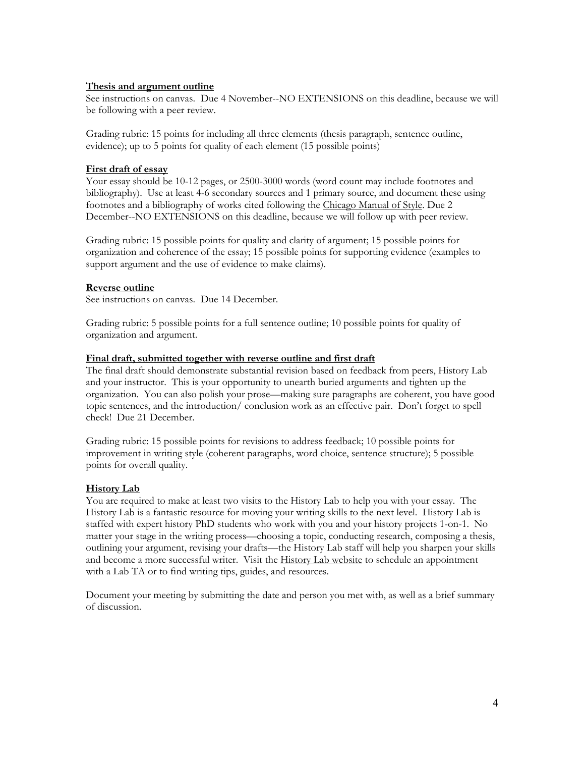**Thesis and argument outline**

See instructions on canvas. Due 4 November--NO EXTENSIONS on this deadline, because we will be following with a peer review.

Grading rubric: 15 points for including all three elements (thesis paragraph, sentence outline, evidence); up to 5 points for quality of each element (15 possible points)

**First draft of essay**

Your essay should be 10-12 pages, or 2500-3000 words (word count may include footnotes and bibliography). Use at least 4-6 secondary sources and 1 primary source, and document these using footnotes and a bibliography of works cited following the Chicago Manual of Style. Due 2 December--NO EXTENSIONS on this deadline, because we will follow up with peer review.

Grading rubric: 15 possible points for quality and clarity of argument; 15 possible points for organization and coherence of the essay; 15 possible points for supporting evidence (examples to support argument and the use of evidence to make claims).

**Reverse outline**

See instructions on canvas. Due 14 December.

Grading rubric: 5 possible points for a full sentence outline; 10 possible points for quality of organization and argument.

**Final draft, submitted together with reverse outline and first draft**

The final draft should demonstrate substantial revision based on feedback from peers, History Lab and your instructor. This is your opportunity to unearth buried arguments and tighten up the organization. You can also polish your prose—making sure paragraphs are coherent, you have good topic sentences, and the introduction/ conclusion work as an effective pair. Don't forget to spell check! Due 21 December.

Grading rubric: 15 possible points for revisions to address feedback; 10 possible points for improvement in writing style (coherent paragraphs, word choice, sentence structure); 5 possible points for overall quality.

**History Lab**

You are required to make at least two visits to the History Lab to help you with your essay. The History Lab is a fantastic resource for moving your writing skills to the next level. History Lab is staffed with expert history PhD students who work with you and your history projects 1-on-1. No matter your stage in the writing process—choosing a topic, conducting research, composing a thesis, outlining your argument, revising your drafts—the History Lab staff will help you sharpen your skills and become a more successful writer. Visit the History Lab website to schedule an appointment with a Lab TA or to find writing tips, guides, and resources.

Document your meeting by submitting the date and person you met with, as well as a brief summary of discussion.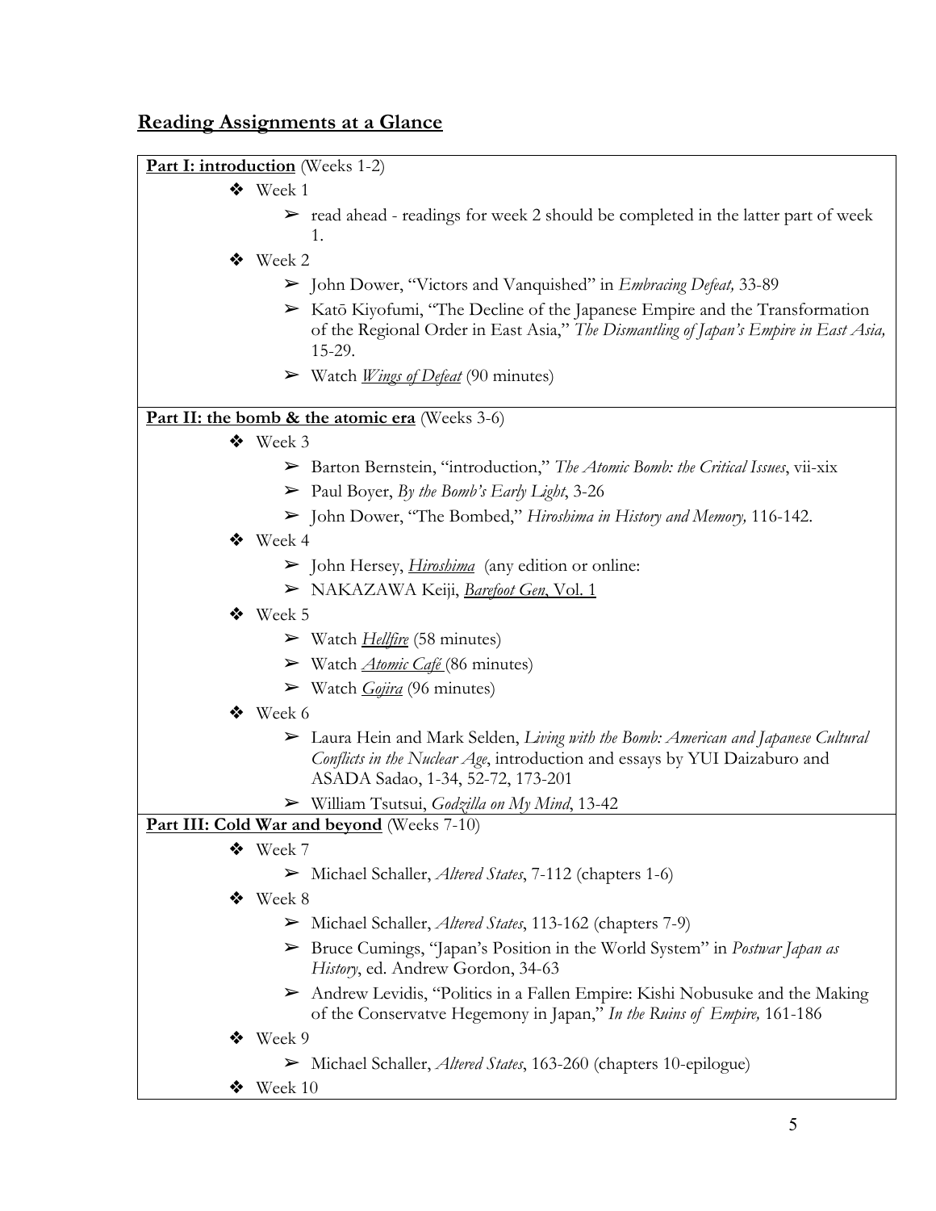## **Reading Assignments at a Glance**

**Part I: introduction** (Weeks 1-2)

- Week 1
  - read ahead - readings for week 2 should be completed in the latter part of week 1.
- Week 2
  - John Dower, "Victors and Vanquished" in *Embracing Defeat,* 33-89
  - Katō Kiyofumi, "The Decline of the Japanese Empire and the Transformation of the Regional Order in East Asia," *The Dismantling of Japan's Empire in East Asia,* 15-29.
  - Watch *Wings of Defeat* (90 minutes)

**Part II: the bomb & the atomic era** (Weeks 3-6)

- Week 3
  - Barton Bernstein, "introduction," *The Atomic Bomb: the Critical Issues*, vii-xix
  - Paul Boyer, *By the Bomb's Early Light*, 3-26
  - John Dower, "The Bombed," *Hiroshima in History and Memory,* 116-142.
- Week 4
  - John Hersey, *Hiroshima* (any edition or online:
  - NAKAZAWA Keiji, *Barefoot Gen*, Vol. 1
- Week 5
  - Watch *Hellfire* (58 minutes)
  - Watch *Atomic Café* (86 minutes)
  - Watch *Gojira* (96 minutes)
- Week 6
  - Laura Hein and Mark Selden, *Living with the Bomb: American and Japanese Cultural Conflicts in the Nuclear Age*, introduction and essays by YUI Daizaburo and ASADA Sadao, 1-34, 52-72, 173-201
  - William Tsutsui, *Godzilla on My Mind*, 13-42

**Part III: Cold War and beyond** (Weeks 7-10)

- Week 7
  - Michael Schaller, *Altered States*, 7-112 (chapters 1-6)
- Week 8
  - Michael Schaller, *Altered States*, 113-162 (chapters 7-9)
  - Bruce Cumings, "Japan's Position in the World System" in *Postwar Japan as History*, ed. Andrew Gordon, 34-63
  - Andrew Levidis, "Politics in a Fallen Empire: Kishi Nobusuke and the Making of the Conservatve Hegemony in Japan," *In the Ruins of Empire,* 161-186
- Week 9
  - Michael Schaller, *Altered States*, 163-260 (chapters 10-epilogue)
- Week 10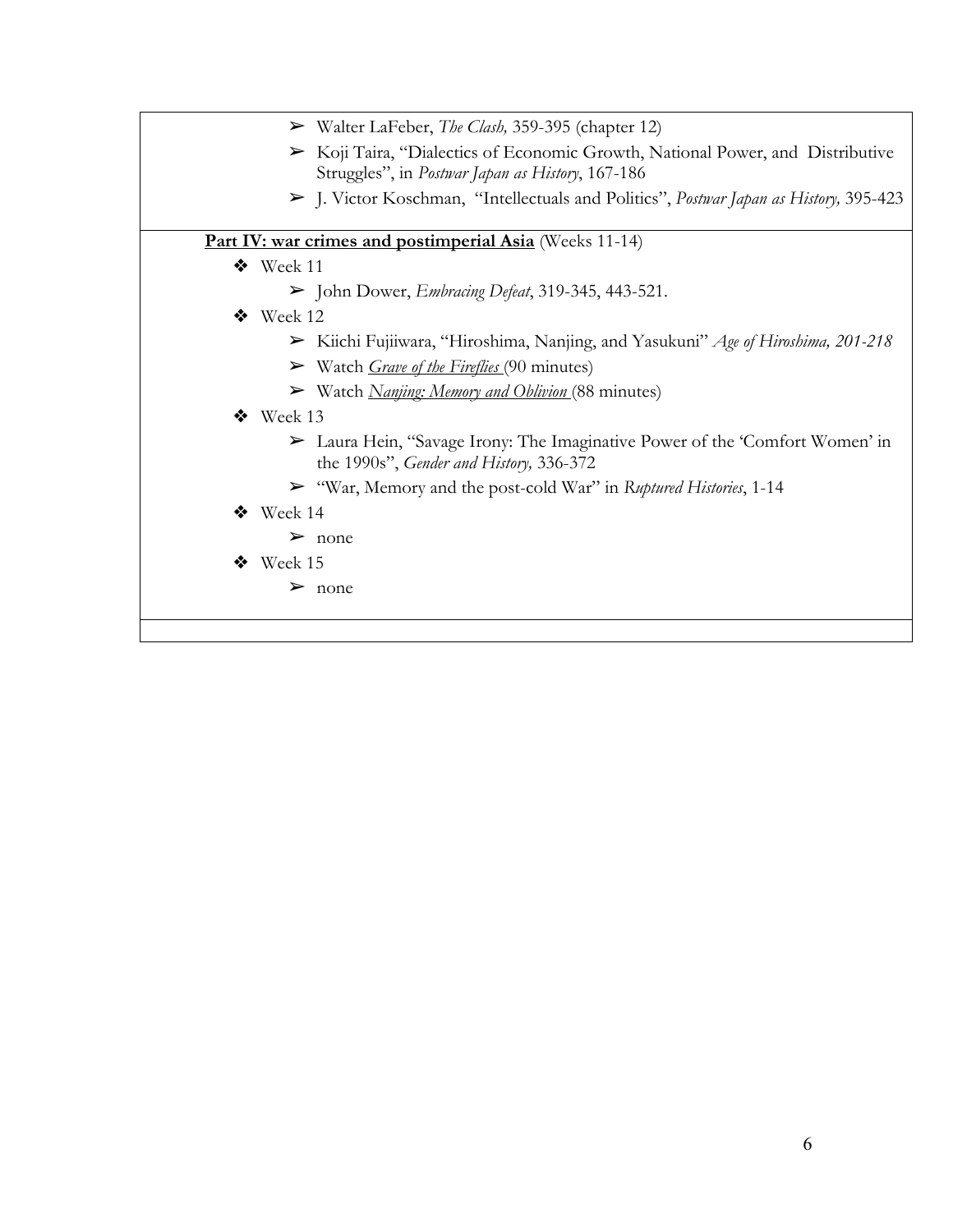- Walter LaFeber, *The Clash,* 359-395 (chapter 12)
- Koji Taira, "Dialectics of Economic Growth, National Power, and Distributive Struggles", in *Postwar Japan as History*, 167-186
- J. Victor Koschman, "Intellectuals and Politics", *Postwar Japan as History,* 395-423

**Part IV: war crimes and postimperial Asia** (Weeks 11-14)

- Week 11
  - John Dower, *Embracing Defeat*, 319-345, 443-521.
- Week 12
  - Kiichi Fujiiwara, "Hiroshima, Nanjing, and Yasukuni" *Age of Hiroshima, 201-218*
  - Watch *Grave of the Fireflies* (90 minutes)
  - Watch *Nanjing: Memory and Oblivion* (88 minutes)
- Week 13
  - Laura Hein, "Savage Irony: The Imaginative Power of the 'Comfort Women' in the 1990s", *Gender and History,* 336-372
  - "War, Memory and the post-cold War" in *Ruptured Histories*, 1-14
- Week 14
  - none
- Week 15
  - none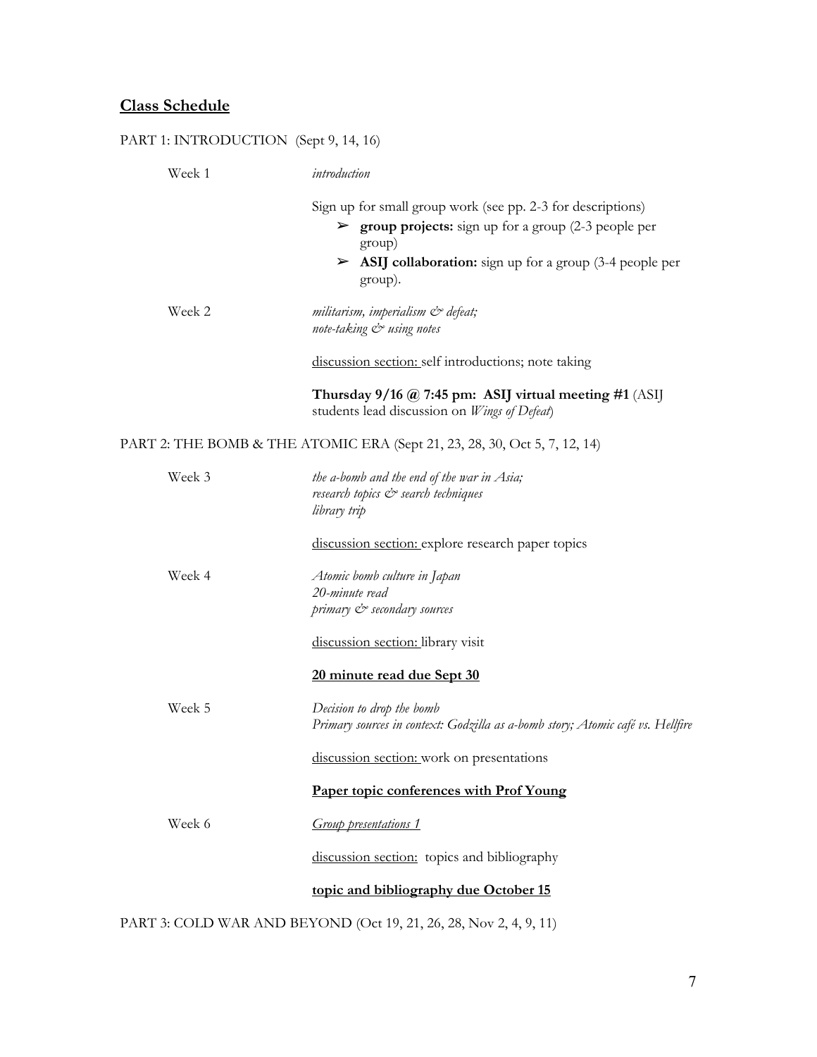## <u>Class Schedule</u>

PART 1: INTRODUCTION (Sept 9, 14, 16)

Week 1 — *introduction*

Sign up for small group work (see pp. 2-3 for descriptions)

- ➢ **group projects:** sign up for a group (2-3 people per group)
- ➢ **ASIJ collaboration:** sign up for a group (3-4 people per group).

Week 2 — *militarism, imperialism & defeat;*
*note-taking & using notes*

<u>discussion section:</u> self introductions; note taking

**Thursday 9/16 @ 7:45 pm: ASIJ virtual meeting #1** (ASIJ students lead discussion on *Wings of Defeat*)

PART 2: THE BOMB & THE ATOMIC ERA (Sept 21, 23, 28, 30, Oct 5, 7, 12, 14)

Week 3 — *the a-bomb and the end of the war in Asia;*
*research topics & search techniques*
*library trip*

<u>discussion section:</u> explore research paper topics

Week 4 — *Atomic bomb culture in Japan*
*20-minute read*
*primary & secondary sources*

<u>discussion section:</u> library visit

<u>**20 minute read due Sept 30**</u>

Week 5 — *Decision to drop the bomb*
*Primary sources in context: Godzilla as a-bomb story; Atomic café vs. Hellfire*

<u>discussion section:</u> work on presentations

<u>**Paper topic conferences with Prof Young**</u>

Week 6 — <u>*Group presentations 1*</u>

<u>discussion section:</u> topics and bibliography

<u>**topic and bibliography due October 15**</u>

PART 3: COLD WAR AND BEYOND (Oct 19, 21, 26, 28, Nov 2, 4, 9, 11)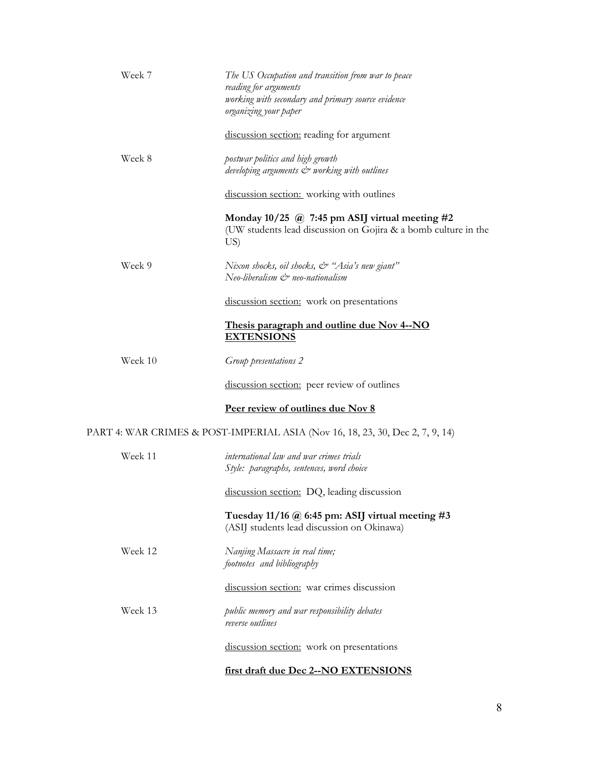Week 7

*The US Occupation and transition from war to peace*
*reading for arguments*
*working with secondary and primary source evidence*
*organizing your paper*

discussion section: reading for argument

Week 8

*postwar politics and high growth*
*developing arguments & working with outlines*

discussion section: working with outlines

**Monday 10/25 @ 7:45 pm ASIJ virtual meeting #2**
(UW students lead discussion on Gojira & a bomb culture in the US)

Week 9

*Nixon shocks, oil shocks, & "Asia's new giant"*
*Neo-liberalism & neo-nationalism*

discussion section: work on presentations

**Thesis paragraph and outline due Nov 4--NO EXTENSIONS**

Week 10

*Group presentations 2*

discussion section: peer review of outlines

**Peer review of outlines due Nov 8**

PART 4: WAR CRIMES & POST-IMPERIAL ASIA (Nov 16, 18, 23, 30, Dec 2, 7, 9, 14)

Week 11

*international law and war crimes trials*
*Style: paragraphs, sentences, word choice*

discussion section: DQ, leading discussion

**Tuesday 11/16 @ 6:45 pm: ASIJ virtual meeting #3**
(ASIJ students lead discussion on Okinawa)

Week 12

*Nanjing Massacre in real time;*
*footnotes and bibliography*

discussion section: war crimes discussion

Week 13

*public memory and war responsibility debates*
*reverse outlines*

discussion section: work on presentations

**first draft due Dec 2--NO EXTENSIONS**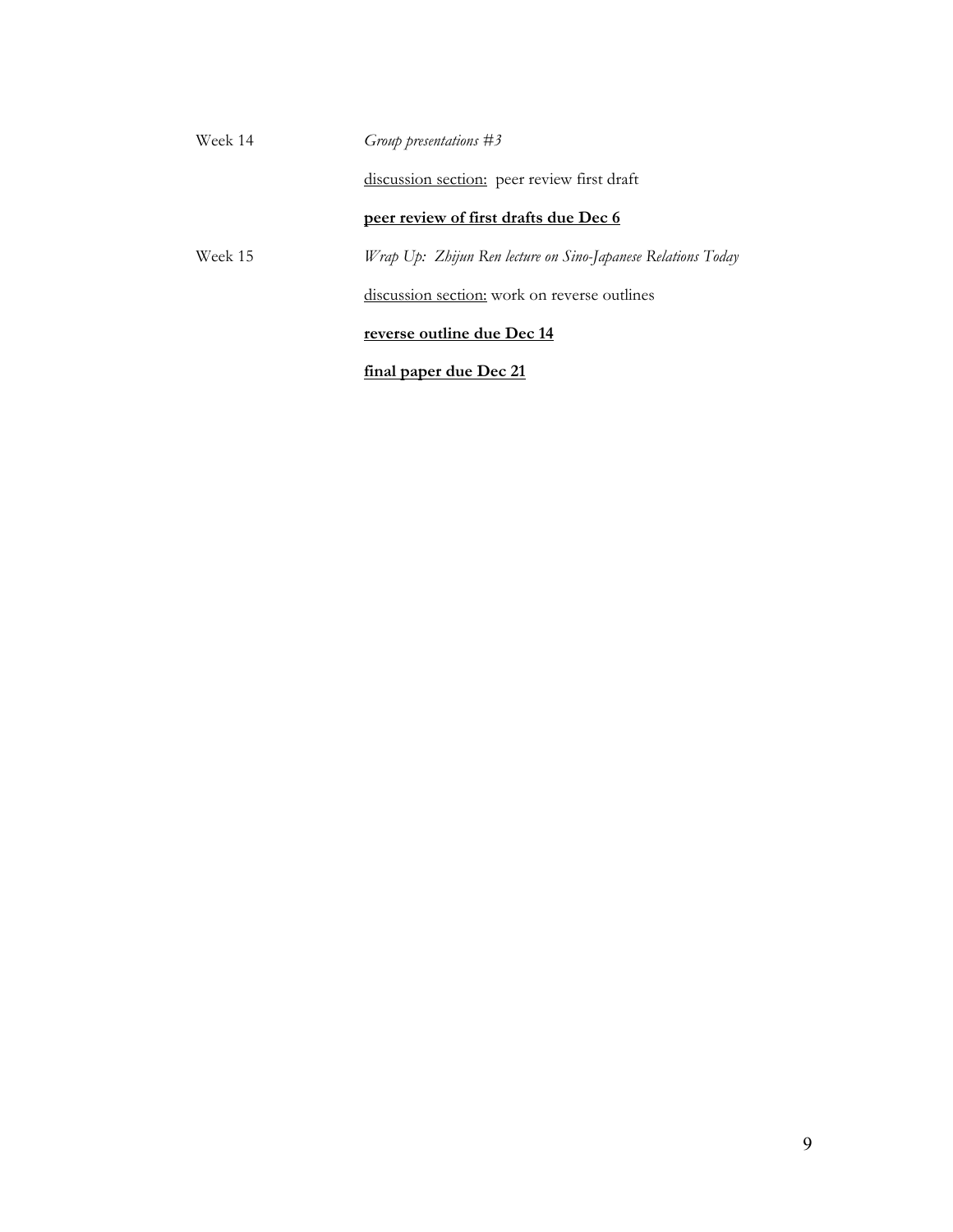Week 14 *Group presentations #3*

<u>discussion section:</u> peer review first draft

<u>**peer review of first drafts due Dec 6**</u>

Week 15 *Wrap Up: Zhijun Ren lecture on Sino-Japanese Relations Today*

<u>discussion section:</u> work on reverse outlines

<u>**reverse outline due Dec 14**</u>

<u>**final paper due Dec 21**</u>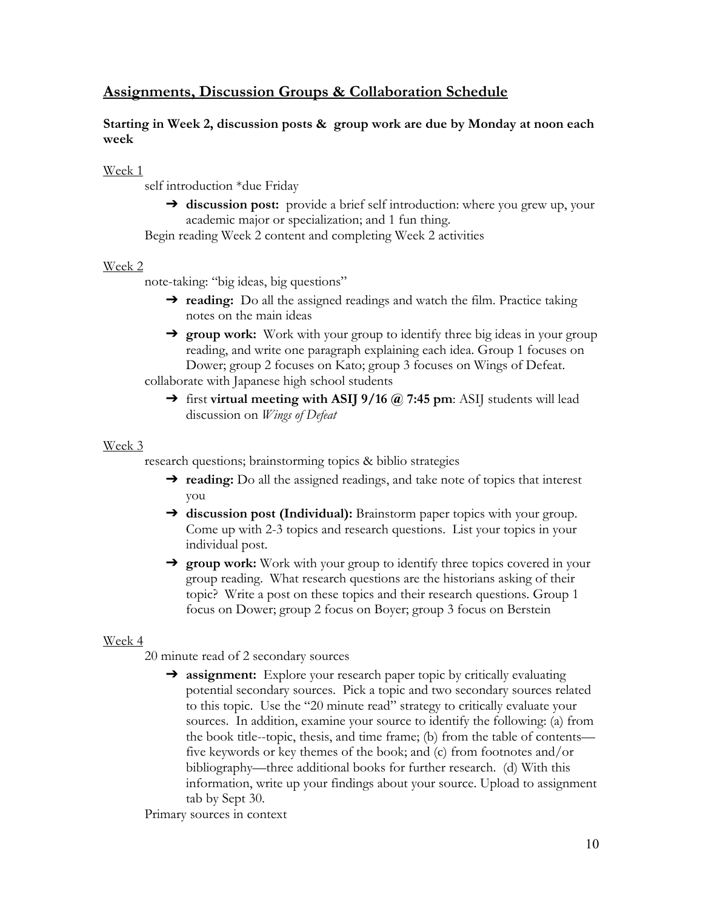## Assignments, Discussion Groups & Collaboration Schedule

**Starting in Week 2, discussion posts & group work are due by Monday at noon each week**

Week 1

self introduction *due Friday

- **discussion post:** provide a brief self introduction: where you grew up, your academic major or specialization; and 1 fun thing.

Begin reading Week 2 content and completing Week 2 activities

Week 2

note-taking: "big ideas, big questions"

- **reading:** Do all the assigned readings and watch the film. Practice taking notes on the main ideas
- **group work:** Work with your group to identify three big ideas in your group reading, and write one paragraph explaining each idea. Group 1 focuses on Dower; group 2 focuses on Kato; group 3 focuses on Wings of Defeat.

collaborate with Japanese high school students

- first **virtual meeting with ASIJ 9/16 @ 7:45 pm**: ASIJ students will lead discussion on *Wings of Defeat*

Week 3

research questions; brainstorming topics & biblio strategies

- **reading:** Do all the assigned readings, and take note of topics that interest you
- **discussion post (Individual):** Brainstorm paper topics with your group. Come up with 2-3 topics and research questions. List your topics in your individual post.
- **group work:** Work with your group to identify three topics covered in your group reading. What research questions are the historians asking of their topic? Write a post on these topics and their research questions. Group 1 focus on Dower; group 2 focus on Boyer; group 3 focus on Berstein

Week 4

20 minute read of 2 secondary sources

- **assignment:** Explore your research paper topic by critically evaluating potential secondary sources. Pick a topic and two secondary sources related to this topic. Use the "20 minute read" strategy to critically evaluate your sources. In addition, examine your source to identify the following: (a) from the book title--topic, thesis, and time frame; (b) from the table of contents—five keywords or key themes of the book; and (c) from footnotes and/or bibliography—three additional books for further research. (d) With this information, write up your findings about your source. Upload to assignment tab by Sept 30.

Primary sources in context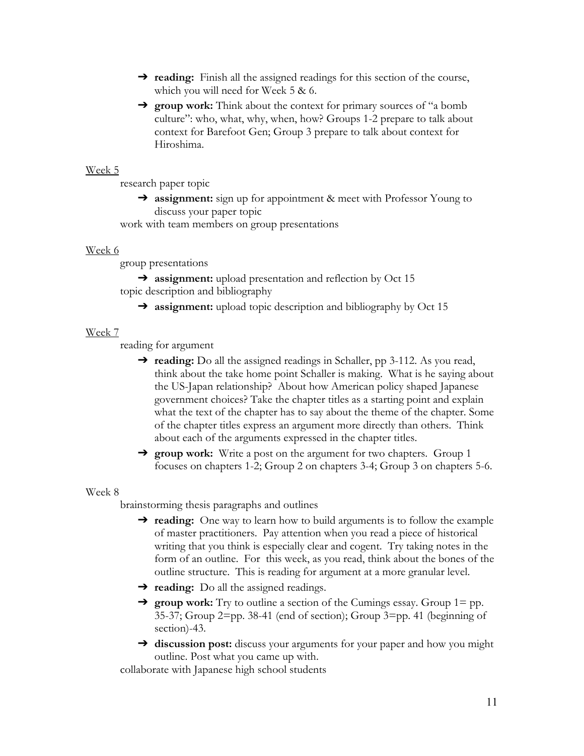- ➔ **reading:** Finish all the assigned readings for this section of the course, which you will need for Week 5 & 6.
- ➔ **group work:** Think about the context for primary sources of "a bomb culture": who, what, why, when, how? Groups 1-2 prepare to talk about context for Barefoot Gen; Group 3 prepare to talk about context for Hiroshima.

Week 5

research paper topic

- ➔ **assignment:** sign up for appointment & meet with Professor Young to discuss your paper topic

work with team members on group presentations

Week 6

group presentations

- ➔ **assignment:** upload presentation and reflection by Oct 15

topic description and bibliography

- ➔ **assignment:** upload topic description and bibliography by Oct 15

Week 7

reading for argument

- ➔ **reading:** Do all the assigned readings in Schaller, pp 3-112. As you read, think about the take home point Schaller is making. What is he saying about the US-Japan relationship? About how American policy shaped Japanese government choices? Take the chapter titles as a starting point and explain what the text of the chapter has to say about the theme of the chapter. Some of the chapter titles express an argument more directly than others. Think about each of the arguments expressed in the chapter titles.
- ➔ **group work:** Write a post on the argument for two chapters. Group 1 focuses on chapters 1-2; Group 2 on chapters 3-4; Group 3 on chapters 5-6.

Week 8

brainstorming thesis paragraphs and outlines

- ➔ **reading:** One way to learn how to build arguments is to follow the example of master practitioners. Pay attention when you read a piece of historical writing that you think is especially clear and cogent. Try taking notes in the form of an outline. For this week, as you read, think about the bones of the outline structure. This is reading for argument at a more granular level.
- ➔ **reading:** Do all the assigned readings.
- ➔ **group work:** Try to outline a section of the Cumings essay. Group 1= pp. 35-37; Group 2=pp. 38-41 (end of section); Group 3=pp. 41 (beginning of section)-43.
- ➔ **discussion post:** discuss your arguments for your paper and how you might outline. Post what you came up with.

collaborate with Japanese high school students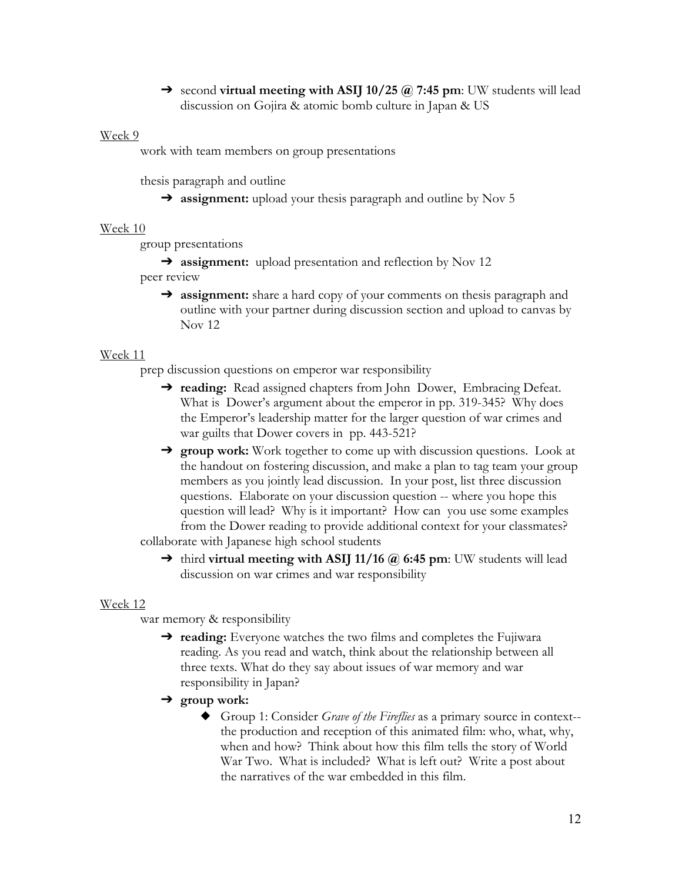- ➔ second **virtual meeting with ASIJ 10/25 @ 7:45 pm**: UW students will lead discussion on Gojira & atomic bomb culture in Japan & US

Week 9

work with team members on group presentations

thesis paragraph and outline

- ➔ **assignment:** upload your thesis paragraph and outline by Nov 5

Week 10

group presentations

- ➔ **assignment:** upload presentation and reflection by Nov 12

peer review

- ➔ **assignment:** share a hard copy of your comments on thesis paragraph and outline with your partner during discussion section and upload to canvas by Nov 12

Week 11

prep discussion questions on emperor war responsibility

- ➔ **reading:** Read assigned chapters from John Dower, Embracing Defeat. What is Dower's argument about the emperor in pp. 319-345? Why does the Emperor's leadership matter for the larger question of war crimes and war guilts that Dower covers in pp. 443-521?
- ➔ **group work:** Work together to come up with discussion questions. Look at the handout on fostering discussion, and make a plan to tag team your group members as you jointly lead discussion. In your post, list three discussion questions. Elaborate on your discussion question -- where you hope this question will lead? Why is it important? How can you use some examples from the Dower reading to provide additional context for your classmates?

collaborate with Japanese high school students

- ➔ third **virtual meeting with ASIJ 11/16 @ 6:45 pm**: UW students will lead discussion on war crimes and war responsibility

Week 12

war memory & responsibility

- ➔ **reading:** Everyone watches the two films and completes the Fujiwara reading. As you read and watch, think about the relationship between all three texts. What do they say about issues of war memory and war responsibility in Japan?
- ➔ **group work:**
  - ◆ Group 1: Consider *Grave of the Fireflies* as a primary source in context-- the production and reception of this animated film: who, what, why, when and how? Think about how this film tells the story of World War Two. What is included? What is left out? Write a post about the narratives of the war embedded in this film.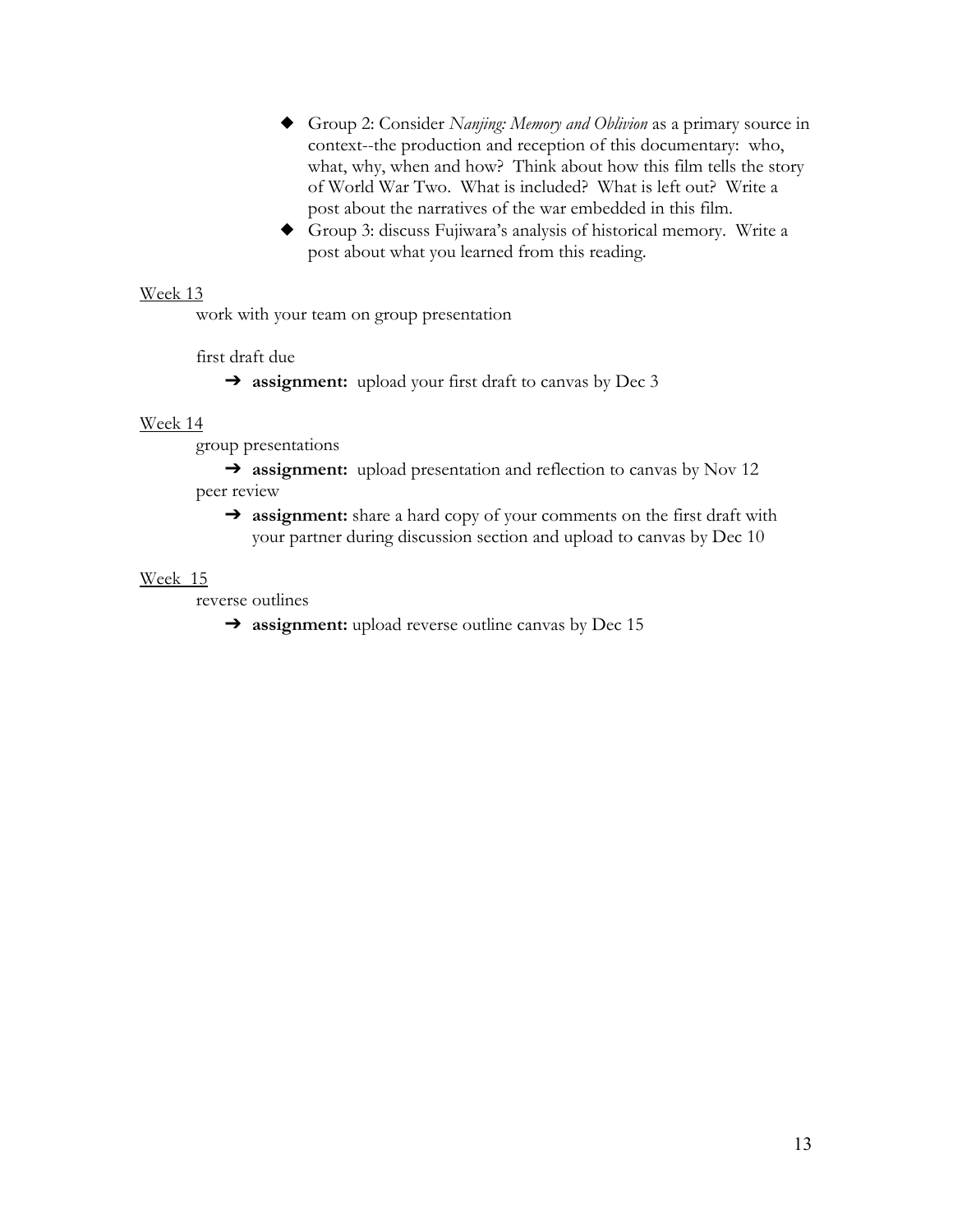- Group 2: Consider *Nanjing: Memory and Oblivion* as a primary source in context--the production and reception of this documentary: who, what, why, when and how? Think about how this film tells the story of World War Two. What is included? What is left out? Write a post about the narratives of the war embedded in this film.
- Group 3: discuss Fujiwara's analysis of historical memory. Write a post about what you learned from this reading.

<u>Week 13</u>

work with your team on group presentation

first draft due

- ➔ **assignment:** upload your first draft to canvas by Dec 3

<u>Week 14</u>

group presentations

- ➔ **assignment:** upload presentation and reflection to canvas by Nov 12

peer review

- ➔ **assignment:** share a hard copy of your comments on the first draft with your partner during discussion section and upload to canvas by Dec 10

<u>Week 15</u>

reverse outlines

- ➔ **assignment:** upload reverse outline canvas by Dec 15